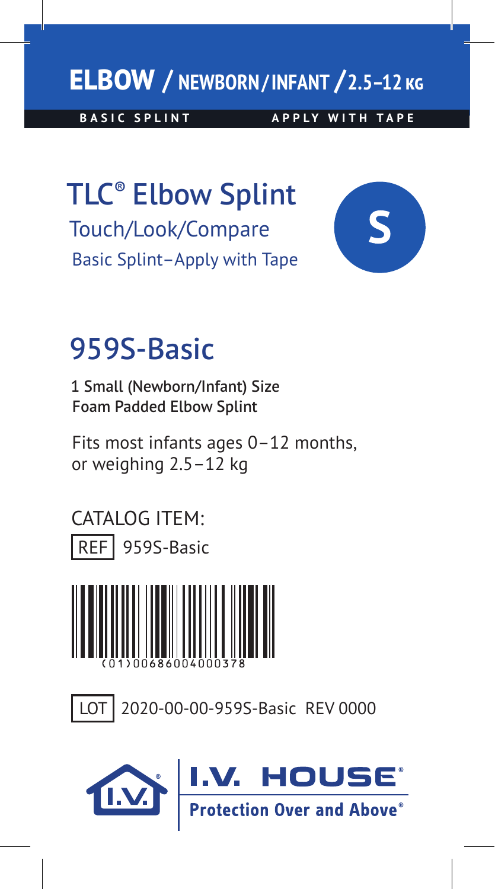# ELBOW / NEWBORN / INFANT / 2.5–12 KG

**BASIC SPLINT** **APPLY WITH TAPE**

## TLC® Elbow Splint

Touch/Look/Compare

Basic Splint–Apply with Tape

**S**

# 959S-Basic

1 Small (Newborn/Infant) Size
Foam Padded Elbow Splint

Fits most infants ages 0–12 months, or weighing 2.5–12 kg

CATALOG ITEM:

REF 959S-Basic

(01)00686004000378

LOT 2020-00-00-959S-Basic REV 0000

I.V. HOUSE®

Protection Over and Above®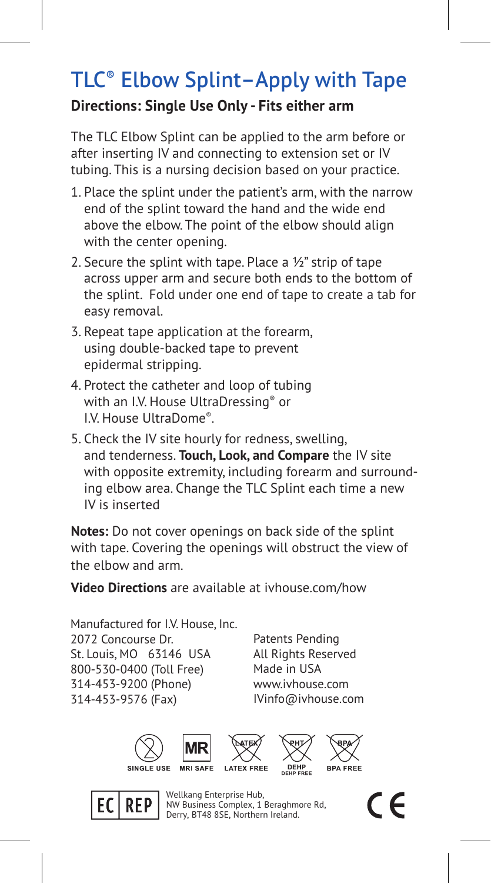# TLC® Elbow Splint–Apply with Tape

## Directions: Single Use Only - Fits either arm

The TLC Elbow Splint can be applied to the arm before or after inserting IV and connecting to extension set or IV tubing. This is a nursing decision based on your practice.

1. Place the splint under the patient's arm, with the narrow end of the splint toward the hand and the wide end above the elbow. The point of the elbow should align with the center opening.
2. Secure the splint with tape. Place a ½" strip of tape across upper arm and secure both ends to the bottom of the splint. Fold under one end of tape to create a tab for easy removal.
3. Repeat tape application at the forearm, using double-backed tape to prevent epidermal stripping.
4. Protect the catheter and loop of tubing with an I.V. House UltraDressing® or I.V. House UltraDome®.
5. Check the IV site hourly for redness, swelling, and tenderness. **Touch, Look, and Compare** the IV site with opposite extremity, including forearm and surrounding elbow area. Change the TLC Splint each time a new IV is inserted

**Notes:** Do not cover openings on back side of the splint with tape. Covering the openings will obstruct the view of the elbow and arm.

**Video Directions** are available at ivhouse.com/how

Manufactured for I.V. House, Inc.
2072 Concourse Dr.
St. Louis, MO 63146 USA
800-530-0400 (Toll Free)
314-453-9200 (Phone)
314-453-9576 (Fax)

Patents Pending
All Rights Reserved
Made in USA
www.ivhouse.com
IVinfo@ivhouse.com

SINGLE USE MRI SAFE LATEX FREE DEHP FREE BPA FREE

EC REP
Wellkang Enterprise Hub,
NW Business Complex, 1 Beraghmore Rd,
Derry, BT48 8SE, Northern Ireland.

CE